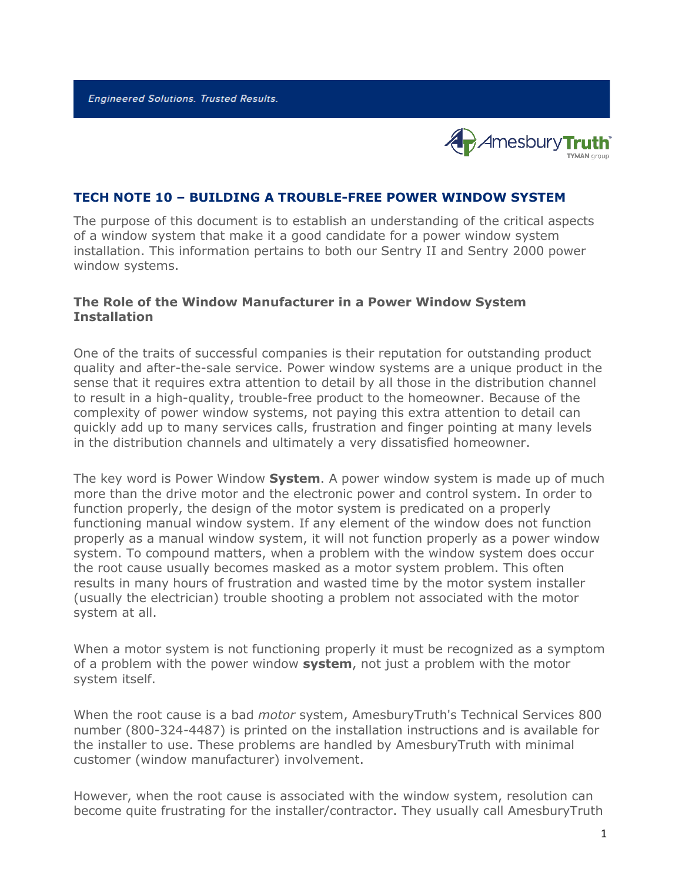Engineered Solutions. Trusted Results.

## TECH NOTE 10 – BUILDING A TROUBLE-FREE POWER WINDOW SYSTEM

The purpose of this document is to establish an understanding of the critical aspects of a window system that make it a good candidate for a power window system installation. This information pertains to both our Sentry II and Sentry 2000 power window systems.

### The Role of the Window Manufacturer in a Power Window System Installation

One of the traits of successful companies is their reputation for outstanding product quality and after-the-sale service. Power window systems are a unique product in the sense that it requires extra attention to detail by all those in the distribution channel to result in a high-quality, trouble-free product to the homeowner. Because of the complexity of power window systems, not paying this extra attention to detail can quickly add up to many services calls, frustration and finger pointing at many levels in the distribution channels and ultimately a very dissatisfied homeowner.

The key word is Power Window **System**. A power window system is made up of much more than the drive motor and the electronic power and control system. In order to function properly, the design of the motor system is predicated on a properly functioning manual window system. If any element of the window does not function properly as a manual window system, it will not function properly as a power window system. To compound matters, when a problem with the window system does occur the root cause usually becomes masked as a motor system problem. This often results in many hours of frustration and wasted time by the motor system installer (usually the electrician) trouble shooting a problem not associated with the motor system at all.

When a motor system is not functioning properly it must be recognized as a symptom of a problem with the power window **system**, not just a problem with the motor system itself.

When the root cause is a bad *motor* system, AmesburyTruth's Technical Services 800 number (800-324-4487) is printed on the installation instructions and is available for the installer to use. These problems are handled by AmesburyTruth with minimal customer (window manufacturer) involvement.

However, when the root cause is associated with the window system, resolution can become quite frustrating for the installer/contractor. They usually call AmesburyTruth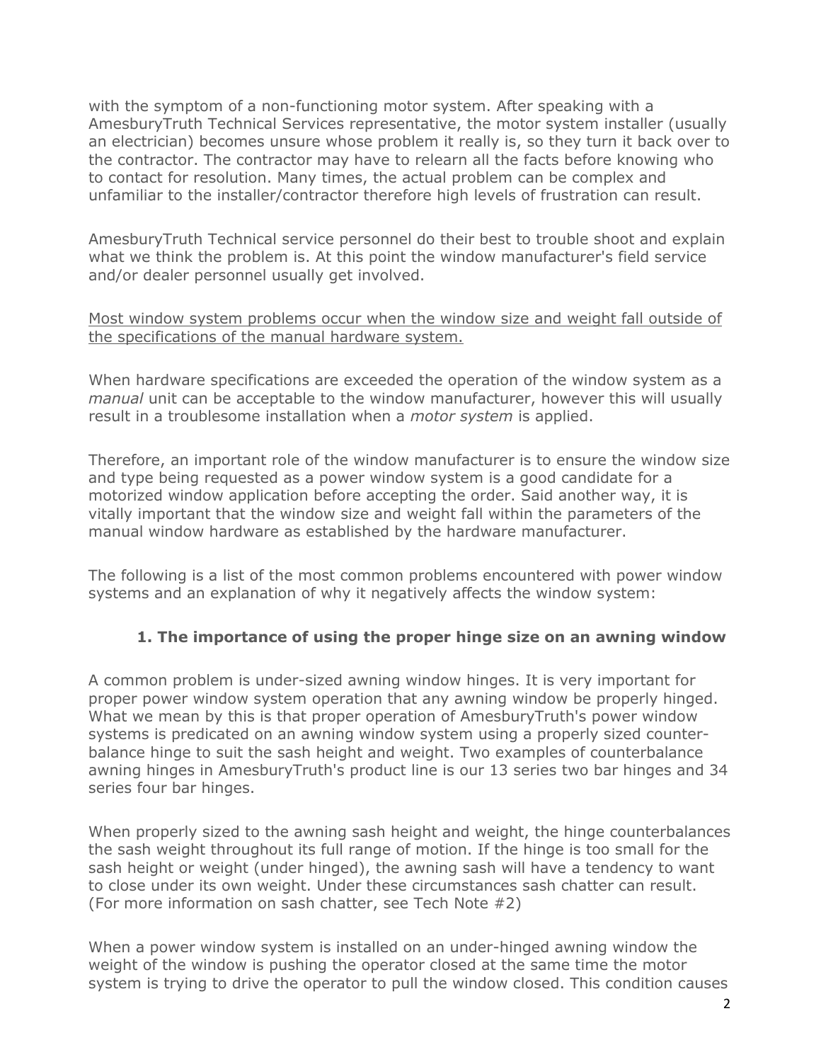with the symptom of a non-functioning motor system. After speaking with a AmesburyTruth Technical Services representative, the motor system installer (usually an electrician) becomes unsure whose problem it really is, so they turn it back over to the contractor. The contractor may have to relearn all the facts before knowing who to contact for resolution. Many times, the actual problem can be complex and unfamiliar to the installer/contractor therefore high levels of frustration can result.

AmesburyTruth Technical service personnel do their best to trouble shoot and explain what we think the problem is. At this point the window manufacturer's field service and/or dealer personnel usually get involved.

<u>Most window system problems occur when the window size and weight fall outside of the specifications of the manual hardware system.</u>

When hardware specifications are exceeded the operation of the window system as a *manual* unit can be acceptable to the window manufacturer, however this will usually result in a troublesome installation when a *motor system* is applied.

Therefore, an important role of the window manufacturer is to ensure the window size and type being requested as a power window system is a good candidate for a motorized window application before accepting the order. Said another way, it is vitally important that the window size and weight fall within the parameters of the manual window hardware as established by the hardware manufacturer.

The following is a list of the most common problems encountered with power window systems and an explanation of why it negatively affects the window system:

### 1. The importance of using the proper hinge size on an awning window

A common problem is under-sized awning window hinges. It is very important for proper power window system operation that any awning window be properly hinged. What we mean by this is that proper operation of AmesburyTruth's power window systems is predicated on an awning window system using a properly sized counter-balance hinge to suit the sash height and weight. Two examples of counterbalance awning hinges in AmesburyTruth's product line is our 13 series two bar hinges and 34 series four bar hinges.

When properly sized to the awning sash height and weight, the hinge counterbalances the sash weight throughout its full range of motion. If the hinge is too small for the sash height or weight (under hinged), the awning sash will have a tendency to want to close under its own weight. Under these circumstances sash chatter can result. (For more information on sash chatter, see Tech Note #2)

When a power window system is installed on an under-hinged awning window the weight of the window is pushing the operator closed at the same time the motor system is trying to drive the operator to pull the window closed. This condition causes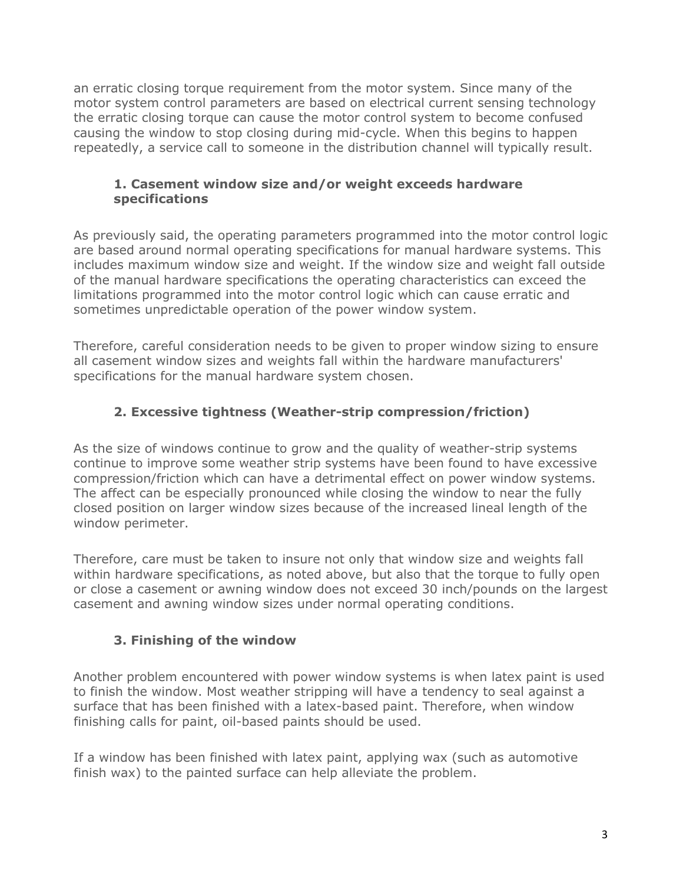an erratic closing torque requirement from the motor system. Since many of the motor system control parameters are based on electrical current sensing technology the erratic closing torque can cause the motor control system to become confused causing the window to stop closing during mid-cycle. When this begins to happen repeatedly, a service call to someone in the distribution channel will typically result.

### 1. Casement window size and/or weight exceeds hardware specifications

As previously said, the operating parameters programmed into the motor control logic are based around normal operating specifications for manual hardware systems. This includes maximum window size and weight. If the window size and weight fall outside of the manual hardware specifications the operating characteristics can exceed the limitations programmed into the motor control logic which can cause erratic and sometimes unpredictable operation of the power window system.

Therefore, careful consideration needs to be given to proper window sizing to ensure all casement window sizes and weights fall within the hardware manufacturers' specifications for the manual hardware system chosen.

### 2. Excessive tightness (Weather-strip compression/friction)

As the size of windows continue to grow and the quality of weather-strip systems continue to improve some weather strip systems have been found to have excessive compression/friction which can have a detrimental effect on power window systems. The affect can be especially pronounced while closing the window to near the fully closed position on larger window sizes because of the increased lineal length of the window perimeter.

Therefore, care must be taken to insure not only that window size and weights fall within hardware specifications, as noted above, but also that the torque to fully open or close a casement or awning window does not exceed 30 inch/pounds on the largest casement and awning window sizes under normal operating conditions.

### 3. Finishing of the window

Another problem encountered with power window systems is when latex paint is used to finish the window. Most weather stripping will have a tendency to seal against a surface that has been finished with a latex-based paint. Therefore, when window finishing calls for paint, oil-based paints should be used.

If a window has been finished with latex paint, applying wax (such as automotive finish wax) to the painted surface can help alleviate the problem.